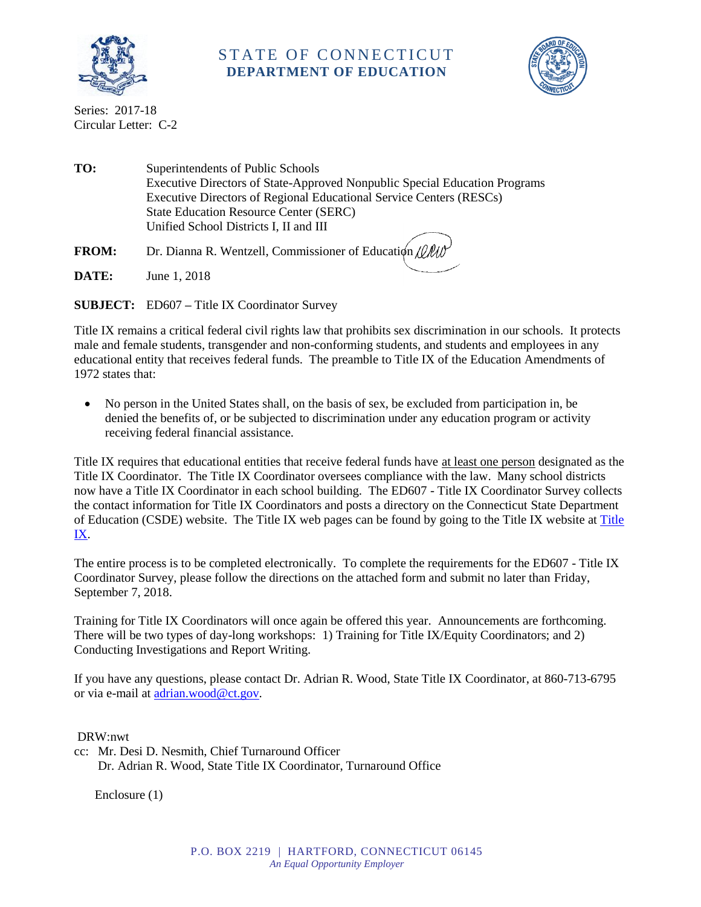# STATE OF CONNECTICUT
## DEPARTMENT OF EDUCATION

Series: 2017-18
Circular Letter: C-2

**TO:** Superintendents of Public Schools
Executive Directors of State-Approved Nonpublic Special Education Programs
Executive Directors of Regional Educational Service Centers (RESCs)
State Education Resource Center (SERC)
Unified School Districts I, II and III

**FROM:** Dr. Dianna R. Wentzell, Commissioner of Education

**DATE:** June 1, 2018

**SUBJECT:** ED607 – Title IX Coordinator Survey

Title IX remains a critical federal civil rights law that prohibits sex discrimination in our schools. It protects male and female students, transgender and non-conforming students, and students and employees in any educational entity that receives federal funds. The preamble to Title IX of the Education Amendments of 1972 states that:

- No person in the United States shall, on the basis of sex, be excluded from participation in, be denied the benefits of, or be subjected to discrimination under any education program or activity receiving federal financial assistance.

Title IX requires that educational entities that receive federal funds have at least one person designated as the Title IX Coordinator. The Title IX Coordinator oversees compliance with the law. Many school districts now have a Title IX Coordinator in each school building. The ED607 - Title IX Coordinator Survey collects the contact information for Title IX Coordinators and posts a directory on the Connecticut State Department of Education (CSDE) website. The Title IX web pages can be found by going to the Title IX website at Title IX.

The entire process is to be completed electronically. To complete the requirements for the ED607 - Title IX Coordinator Survey, please follow the directions on the attached form and submit no later than Friday, September 7, 2018.

Training for Title IX Coordinators will once again be offered this year. Announcements are forthcoming. There will be two types of day-long workshops: 1) Training for Title IX/Equity Coordinators; and 2) Conducting Investigations and Report Writing.

If you have any questions, please contact Dr. Adrian R. Wood, State Title IX Coordinator, at 860-713-6795 or via e-mail at adrian.wood@ct.gov.

DRW:nwt
cc: Mr. Desi D. Nesmith, Chief Turnaround Officer
Dr. Adrian R. Wood, State Title IX Coordinator, Turnaround Office

Enclosure (1)

P.O. BOX 2219 | HARTFORD, CONNECTICUT 06145
*An Equal Opportunity Employer*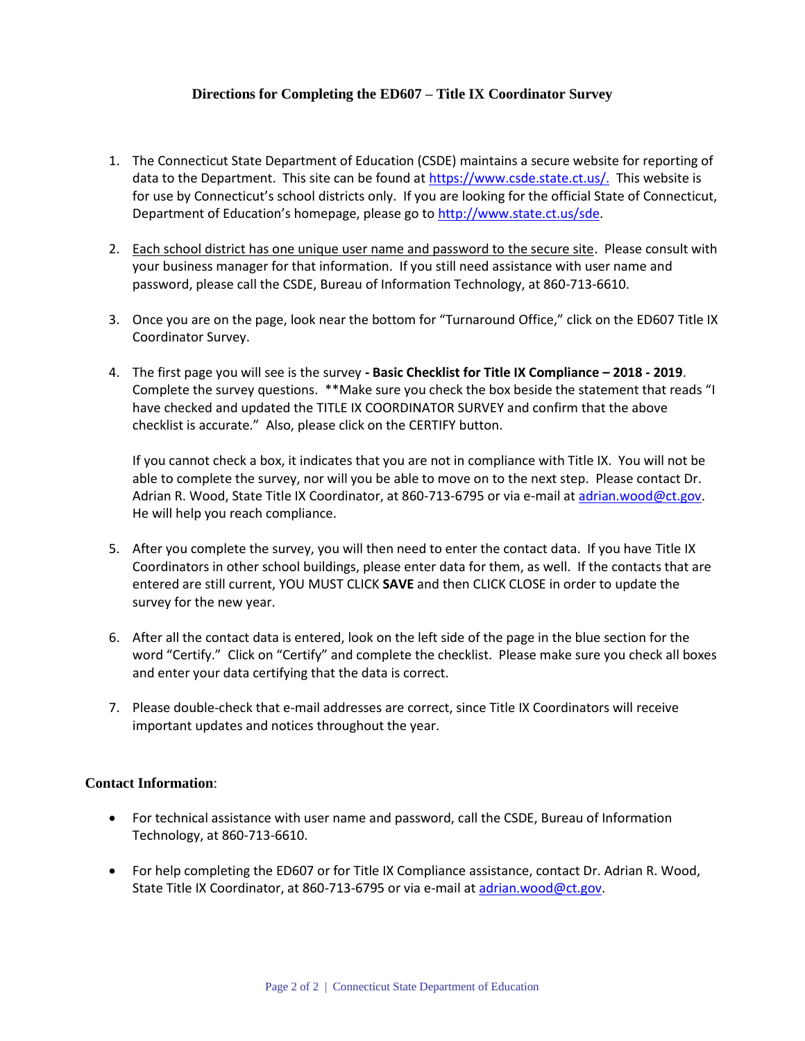## Directions for Completing the ED607 – Title IX Coordinator Survey

1. The Connecticut State Department of Education (CSDE) maintains a secure website for reporting of data to the Department. This site can be found at https://www.csde.state.ct.us/. This website is for use by Connecticut's school districts only. If you are looking for the official State of Connecticut, Department of Education's homepage, please go to http://www.state.ct.us/sde.

2. Each school district has one unique user name and password to the secure site. Please consult with your business manager for that information. If you still need assistance with user name and password, please call the CSDE, Bureau of Information Technology, at 860-713-6610.

3. Once you are on the page, look near the bottom for "Turnaround Office," click on the ED607 Title IX Coordinator Survey.

4. The first page you will see is the survey **- Basic Checklist for Title IX Compliance – 2018 - 2019**. Complete the survey questions. **Make sure you check the box beside the statement that reads "I have checked and updated the TITLE IX COORDINATOR SURVEY and confirm that the above checklist is accurate." Also, please click on the CERTIFY button.

   If you cannot check a box, it indicates that you are not in compliance with Title IX. You will not be able to complete the survey, nor will you be able to move on to the next step. Please contact Dr. Adrian R. Wood, State Title IX Coordinator, at 860-713-6795 or via e-mail at adrian.wood@ct.gov. He will help you reach compliance.

5. After you complete the survey, you will then need to enter the contact data. If you have Title IX Coordinators in other school buildings, please enter data for them, as well. If the contacts that are entered are still current, YOU MUST CLICK **SAVE** and then CLICK CLOSE in order to update the survey for the new year.

6. After all the contact data is entered, look on the left side of the page in the blue section for the word "Certify." Click on "Certify" and complete the checklist. Please make sure you check all boxes and enter your data certifying that the data is correct.

7. Please double-check that e-mail addresses are correct, since Title IX Coordinators will receive important updates and notices throughout the year.

**Contact Information**:

- For technical assistance with user name and password, call the CSDE, Bureau of Information Technology, at 860-713-6610.
- For help completing the ED607 or for Title IX Compliance assistance, contact Dr. Adrian R. Wood, State Title IX Coordinator, at 860-713-6795 or via e-mail at adrian.wood@ct.gov.